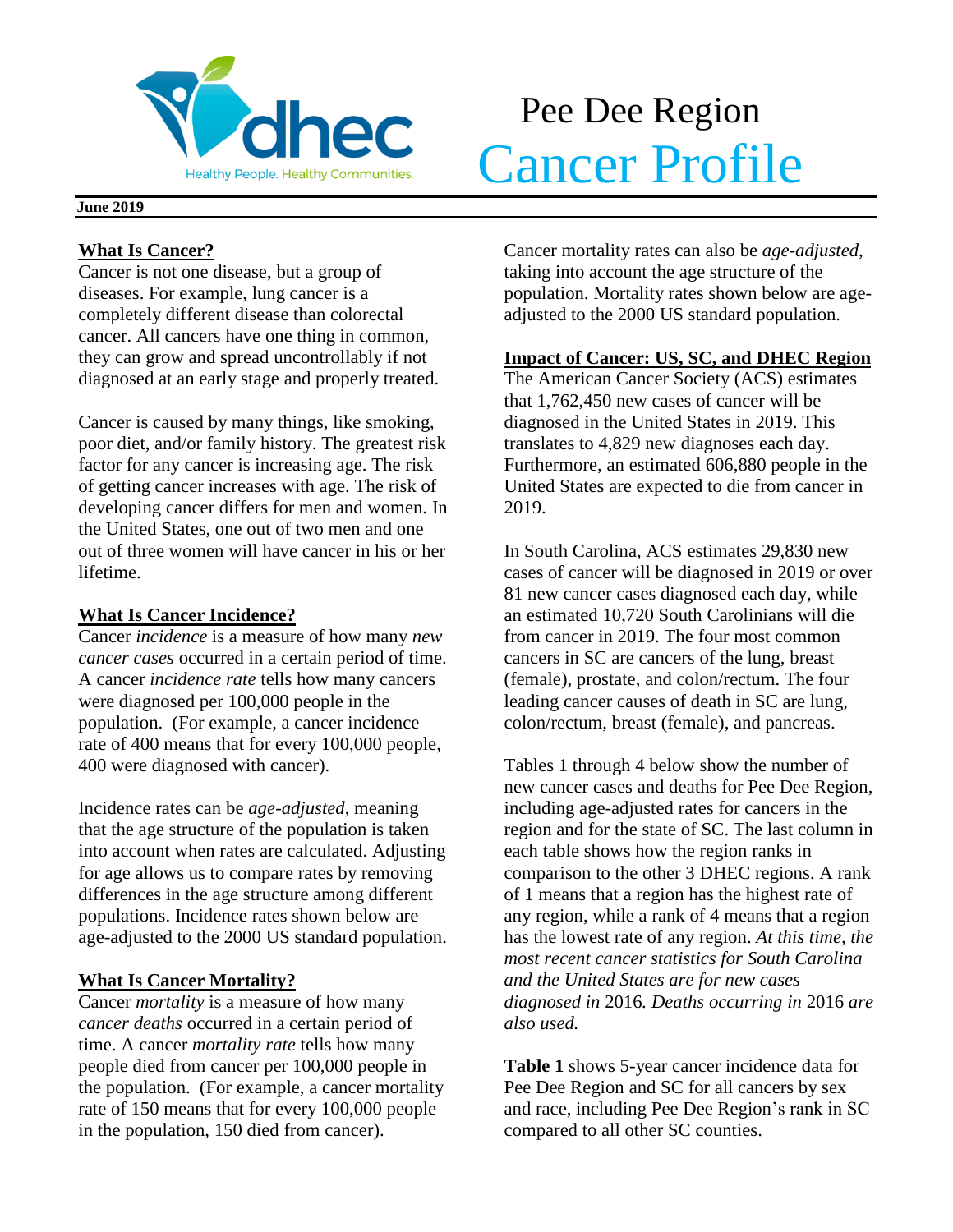# Pee Dee Region Cancer Profile

**June 2019**

## What Is Cancer?

Cancer is not one disease, but a group of diseases. For example, lung cancer is a completely different disease than colorectal cancer. All cancers have one thing in common, they can grow and spread uncontrollably if not diagnosed at an early stage and properly treated.

Cancer is caused by many things, like smoking, poor diet, and/or family history. The greatest risk factor for any cancer is increasing age. The risk of getting cancer increases with age. The risk of developing cancer differs for men and women. In the United States, one out of two men and one out of three women will have cancer in his or her lifetime.

## What Is Cancer Incidence?

Cancer *incidence* is a measure of how many *new cancer cases* occurred in a certain period of time. A cancer *incidence rate* tells how many cancers were diagnosed per 100,000 people in the population. (For example, a cancer incidence rate of 400 means that for every 100,000 people, 400 were diagnosed with cancer).

Incidence rates can be *age-adjusted*, meaning that the age structure of the population is taken into account when rates are calculated. Adjusting for age allows us to compare rates by removing differences in the age structure among different populations. Incidence rates shown below are age-adjusted to the 2000 US standard population.

## What Is Cancer Mortality?

Cancer *mortality* is a measure of how many *cancer deaths* occurred in a certain period of time. A cancer *mortality rate* tells how many people died from cancer per 100,000 people in the population. (For example, a cancer mortality rate of 150 means that for every 100,000 people in the population, 150 died from cancer).

Cancer mortality rates can also be *age-adjusted*, taking into account the age structure of the population. Mortality rates shown below are age-adjusted to the 2000 US standard population.

## Impact of Cancer: US, SC, and DHEC Region

The American Cancer Society (ACS) estimates that 1,762,450 new cases of cancer will be diagnosed in the United States in 2019. This translates to 4,829 new diagnoses each day. Furthermore, an estimated 606,880 people in the United States are expected to die from cancer in 2019.

In South Carolina, ACS estimates 29,830 new cases of cancer will be diagnosed in 2019 or over 81 new cancer cases diagnosed each day, while an estimated 10,720 South Carolinians will die from cancer in 2019. The four most common cancers in SC are cancers of the lung, breast (female), prostate, and colon/rectum. The four leading cancer causes of death in SC are lung, colon/rectum, breast (female), and pancreas.

Tables 1 through 4 below show the number of new cancer cases and deaths for Pee Dee Region, including age-adjusted rates for cancers in the region and for the state of SC. The last column in each table shows how the region ranks in comparison to the other 3 DHEC regions. A rank of 1 means that a region has the highest rate of any region, while a rank of 4 means that a region has the lowest rate of any region. *At this time, the most recent cancer statistics for South Carolina and the United States are for new cases diagnosed in* 2016*. Deaths occurring in* 2016 *are also used.*

**Table 1** shows 5-year cancer incidence data for Pee Dee Region and SC for all cancers by sex and race, including Pee Dee Region's rank in SC compared to all other SC counties.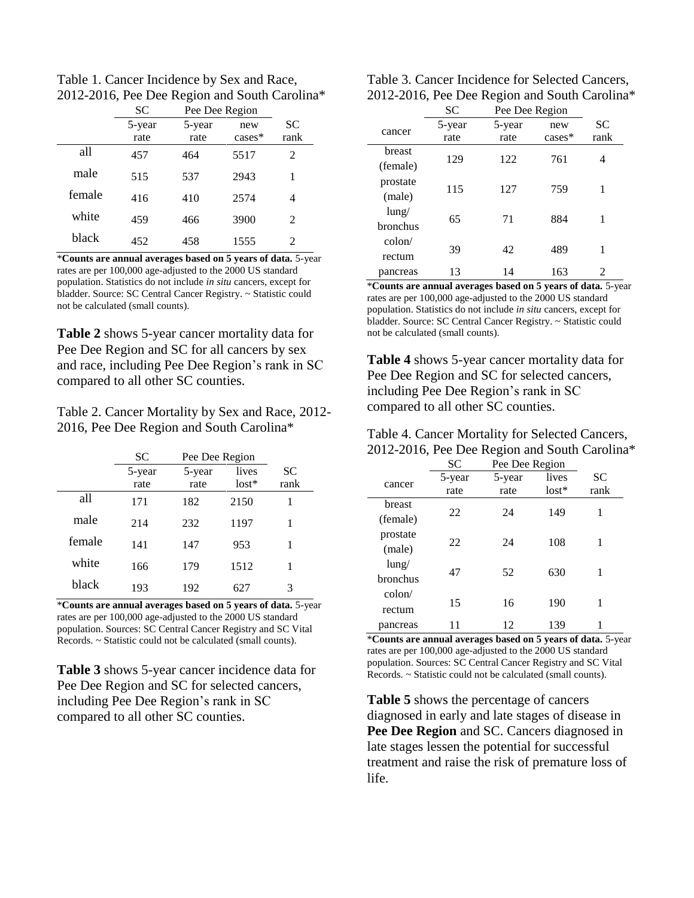Table 1. Cancer Incidence by Sex and Race, 2012-2016, Pee Dee Region and South Carolina*

| | SC | Pee Dee Region | | |
|---|---|---|---|---|
| | 5-year rate | 5-year rate | new cases* | SC rank |
| all | 457 | 464 | 5517 | 2 |
| male | 515 | 537 | 2943 | 1 |
| female | 416 | 410 | 2574 | 4 |
| white | 459 | 466 | 3900 | 2 |
| black | 452 | 458 | 1555 | 2 |

***Counts are annual averages based on 5 years of data.** 5-year rates are per 100,000 age-adjusted to the 2000 US standard population. Statistics do not include *in situ* cancers, except for bladder. Source: SC Central Cancer Registry. ~ Statistic could not be calculated (small counts).

**Table 2** shows 5-year cancer mortality data for Pee Dee Region and SC for all cancers by sex and race, including Pee Dee Region's rank in SC compared to all other SC counties.

Table 2. Cancer Mortality by Sex and Race, 2012-2016, Pee Dee Region and South Carolina*

| | SC | Pee Dee Region | | |
|---|---|---|---|---|
| | 5-year rate | 5-year rate | lives lost* | SC rank |
| all | 171 | 182 | 2150 | 1 |
| male | 214 | 232 | 1197 | 1 |
| female | 141 | 147 | 953 | 1 |
| white | 166 | 179 | 1512 | 1 |
| black | 193 | 192 | 627 | 3 |

***Counts are annual averages based on 5 years of data.** 5-year rates are per 100,000 age-adjusted to the 2000 US standard population. Sources: SC Central Cancer Registry and SC Vital Records. ~ Statistic could not be calculated (small counts).

**Table 3** shows 5-year cancer incidence data for Pee Dee Region and SC for selected cancers, including Pee Dee Region's rank in SC compared to all other SC counties.

Table 3. Cancer Incidence for Selected Cancers, 2012-2016, Pee Dee Region and South Carolina*

| | SC | Pee Dee Region | | |
|---|---|---|---|---|
| cancer | 5-year rate | 5-year rate | new cases* | SC rank |
| breast (female) | 129 | 122 | 761 | 4 |
| prostate (male) | 115 | 127 | 759 | 1 |
| lung/ bronchus | 65 | 71 | 884 | 1 |
| colon/ rectum | 39 | 42 | 489 | 1 |
| pancreas | 13 | 14 | 163 | 2 |

***Counts are annual averages based on 5 years of data.** 5-year rates are per 100,000 age-adjusted to the 2000 US standard population. Statistics do not include *in situ* cancers, except for bladder. Source: SC Central Cancer Registry. ~ Statistic could not be calculated (small counts).

**Table 4** shows 5-year cancer mortality data for Pee Dee Region and SC for selected cancers, including Pee Dee Region's rank in SC compared to all other SC counties.

Table 4. Cancer Mortality for Selected Cancers, 2012-2016, Pee Dee Region and South Carolina*

| | SC | Pee Dee Region | | |
|---|---|---|---|---|
| cancer | 5-year rate | 5-year rate | lives lost* | SC rank |
| breast (female) | 22 | 24 | 149 | 1 |
| prostate (male) | 22 | 24 | 108 | 1 |
| lung/ bronchus | 47 | 52 | 630 | 1 |
| colon/ rectum | 15 | 16 | 190 | 1 |
| pancreas | 11 | 12 | 139 | 1 |

***Counts are annual averages based on 5 years of data.** 5-year rates are per 100,000 age-adjusted to the 2000 US standard population. Sources: SC Central Cancer Registry and SC Vital Records. ~ Statistic could not be calculated (small counts).

**Table 5** shows the percentage of cancers diagnosed in early and late stages of disease in **Pee Dee Region** and SC. Cancers diagnosed in late stages lessen the potential for successful treatment and raise the risk of premature loss of life.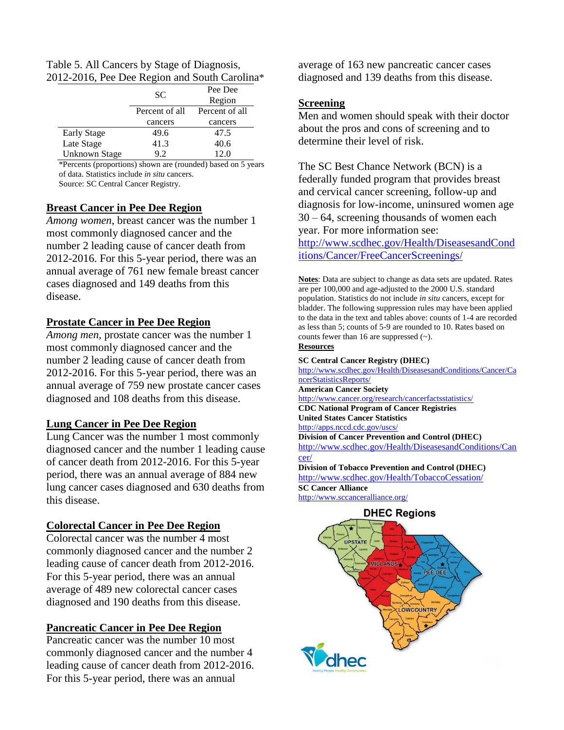Table 5. All Cancers by Stage of Diagnosis, 2012-2016, Pee Dee Region and South Carolina*

| | SC | Pee Dee Region |
|---|---|---|
| | Percent of all cancers | Percent of all cancers |
| Early Stage | 49.6 | 47.5 |
| Late Stage | 41.3 | 40.6 |
| Unknown Stage | 9.2 | 12.0 |

*Percents (proportions) shown are (rounded) based on 5 years of data. Statistics include *in situ* cancers.
Source: SC Central Cancer Registry.

## Breast Cancer in Pee Dee Region

*Among women*, breast cancer was the number 1 most commonly diagnosed cancer and the number 2 leading cause of cancer death from 2012-2016. For this 5-year period, there was an annual average of 761 new female breast cancer cases diagnosed and 149 deaths from this disease.

## Prostate Cancer in Pee Dee Region

*Among men*, prostate cancer was the number 1 most commonly diagnosed cancer and the number 2 leading cause of cancer death from 2012-2016. For this 5-year period, there was an annual average of 759 new prostate cancer cases diagnosed and 108 deaths from this disease.

## Lung Cancer in Pee Dee Region

Lung Cancer was the number 1 most commonly diagnosed cancer and the number 1 leading cause of cancer death from 2012-2016. For this 5-year period, there was an annual average of 884 new lung cancer cases diagnosed and 630 deaths from this disease.

## Colorectal Cancer in Pee Dee Region

Colorectal cancer was the number 4 most commonly diagnosed cancer and the number 2 leading cause of cancer death from 2012-2016. For this 5-year period, there was an annual average of 489 new colorectal cancer cases diagnosed and 190 deaths from this disease.

## Pancreatic Cancer in Pee Dee Region

Pancreatic cancer was the number 10 most commonly diagnosed cancer and the number 4 leading cause of cancer death from 2012-2016. For this 5-year period, there was an annual average of 163 new pancreatic cancer cases diagnosed and 139 deaths from this disease.

## Screening

Men and women should speak with their doctor about the pros and cons of screening and to determine their level of risk.

The SC Best Chance Network (BCN) is a federally funded program that provides breast and cervical cancer screening, follow-up and diagnosis for low-income, uninsured women age 30 – 64, screening thousands of women each year. For more information see: http://www.scdhec.gov/Health/DiseasesandConditions/Cancer/FreeCancerScreenings/

**Notes**: Data are subject to change as data sets are updated. Rates are per 100,000 and age-adjusted to the 2000 U.S. standard population. Statistics do not include *in situ* cancers, except for bladder. The following suppression rules may have been applied to the data in the text and tables above: counts of 1-4 are recorded as less than 5; counts of 5-9 are rounded to 10. Rates based on counts fewer than 16 are suppressed (~).

**Resources**

**SC Central Cancer Registry (DHEC)**
http://www.scdhec.gov/Health/DiseasesandConditions/Cancer/CancerStatisticsReports/

**American Cancer Society**
http://www.cancer.org/research/cancerfactsstatistics/

**CDC National Program of Cancer Registries**
**United States Cancer Statistics**
http://apps.nccd.cdc.gov/uscs/

**Division of Cancer Prevention and Control (DHEC)**
http://www.scdhec.gov/Health/DiseasesandConditions/Cancer/

**Division of Tobacco Prevention and Control (DHEC)**
http://www.scdhec.gov/Health/TobaccoCessation/

**SC Cancer Alliance**
http://www.sccanceralliance.org/

DHEC Regions

UPSTATE
MIDLANDS
PEE DEE
LOWCOUNTRY

dhec
Healthy People Healthy Communities